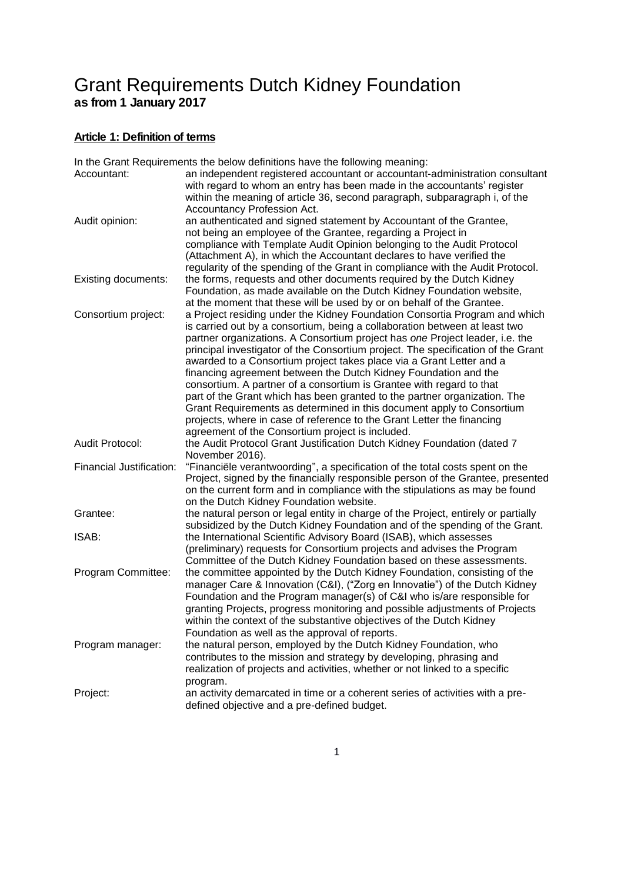# Grant Requirements Dutch Kidney Foundation
**as from 1 January 2017**

## Article 1: Definition of terms

In the Grant Requirements the below definitions have the following meaning:

| | |
|---|---|
| Accountant: | an independent registered accountant or accountant-administration consultant with regard to whom an entry has been made in the accountants' register within the meaning of article 36, second paragraph, subparagraph i, of the Accountancy Profession Act. |
| Audit opinion: | an authenticated and signed statement by Accountant of the Grantee, not being an employee of the Grantee, regarding a Project in compliance with Template Audit Opinion belonging to the Audit Protocol (Attachment A), in which the Accountant declares to have verified the regularity of the spending of the Grant in compliance with the Audit Protocol. |
| Existing documents: | the forms, requests and other documents required by the Dutch Kidney Foundation, as made available on the Dutch Kidney Foundation website, at the moment that these will be used by or on behalf of the Grantee. |
| Consortium project: | a Project residing under the Kidney Foundation Consortia Program and which is carried out by a consortium, being a collaboration between at least two partner organizations. A Consortium project has *one* Project leader, i.e. the principal investigator of the Consortium project. The specification of the Grant awarded to a Consortium project takes place via a Grant Letter and a financing agreement between the Dutch Kidney Foundation and the consortium. A partner of a consortium is Grantee with regard to that part of the Grant which has been granted to the partner organization. The Grant Requirements as determined in this document apply to Consortium projects, where in case of reference to the Grant Letter the financing agreement of the Consortium project is included. |
| Audit Protocol: | the Audit Protocol Grant Justification Dutch Kidney Foundation (dated 7 November 2016). |
| Financial Justification: | "Financiële verantwoording", a specification of the total costs spent on the Project, signed by the financially responsible person of the Grantee, presented on the current form and in compliance with the stipulations as may be found on the Dutch Kidney Foundation website. |
| Grantee: | the natural person or legal entity in charge of the Project, entirely or partially subsidized by the Dutch Kidney Foundation and of the spending of the Grant. |
| ISAB: | the International Scientific Advisory Board (ISAB), which assesses (preliminary) requests for Consortium projects and advises the Program Committee of the Dutch Kidney Foundation based on these assessments. |
| Program Committee: | the committee appointed by the Dutch Kidney Foundation, consisting of the manager Care & Innovation (C&I), ("Zorg en Innovatie") of the Dutch Kidney Foundation and the Program manager(s) of C&I who is/are responsible for granting Projects, progress monitoring and possible adjustments of Projects within the context of the substantive objectives of the Dutch Kidney Foundation as well as the approval of reports. |
| Program manager: | the natural person, employed by the Dutch Kidney Foundation, who contributes to the mission and strategy by developing, phrasing and realization of projects and activities, whether or not linked to a specific program. |
| Project: | an activity demarcated in time or a coherent series of activities with a pre-defined objective and a pre-defined budget. |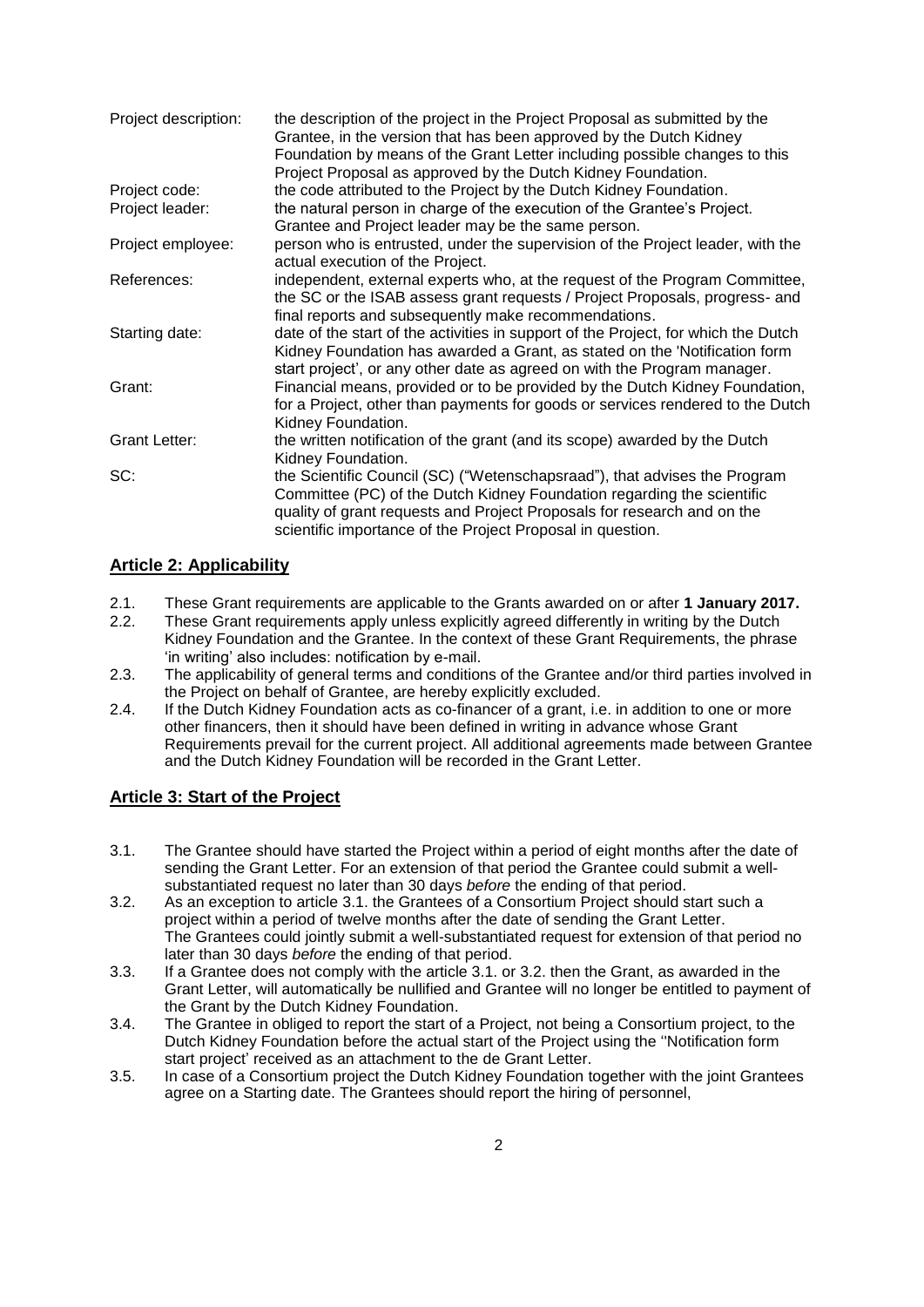| | |
|---|---|
| Project description: | the description of the project in the Project Proposal as submitted by the Grantee, in the version that has been approved by the Dutch Kidney Foundation by means of the Grant Letter including possible changes to this Project Proposal as approved by the Dutch Kidney Foundation. |
| Project code: | the code attributed to the Project by the Dutch Kidney Foundation. |
| Project leader: | the natural person in charge of the execution of the Grantee's Project. Grantee and Project leader may be the same person. |
| Project employee: | person who is entrusted, under the supervision of the Project leader, with the actual execution of the Project. |
| References: | independent, external experts who, at the request of the Program Committee, the SC or the ISAB assess grant requests / Project Proposals, progress- and final reports and subsequently make recommendations. |
| Starting date: | date of the start of the activities in support of the Project, for which the Dutch Kidney Foundation has awarded a Grant, as stated on the 'Notification form start project', or any other date as agreed on with the Program manager. |
| Grant: | Financial means, provided or to be provided by the Dutch Kidney Foundation, for a Project, other than payments for goods or services rendered to the Dutch Kidney Foundation. |
| Grant Letter: | the written notification of the grant (and its scope) awarded by the Dutch Kidney Foundation. |
| SC: | the Scientific Council (SC) ("Wetenschapsraad"), that advises the Program Committee (PC) of the Dutch Kidney Foundation regarding the scientific quality of grant requests and Project Proposals for research and on the scientific importance of the Project Proposal in question. |

## Article 2: Applicability

2.1. These Grant requirements are applicable to the Grants awarded on or after **1 January 2017.**

2.2. These Grant requirements apply unless explicitly agreed differently in writing by the Dutch Kidney Foundation and the Grantee. In the context of these Grant Requirements, the phrase 'in writing' also includes: notification by e-mail.

2.3. The applicability of general terms and conditions of the Grantee and/or third parties involved in the Project on behalf of Grantee, are hereby explicitly excluded.

2.4. If the Dutch Kidney Foundation acts as co-financer of a grant, i.e. in addition to one or more other financers, then it should have been defined in writing in advance whose Grant Requirements prevail for the current project. All additional agreements made between Grantee and the Dutch Kidney Foundation will be recorded in the Grant Letter.

## Article 3: Start of the Project

3.1. The Grantee should have started the Project within a period of eight months after the date of sending the Grant Letter. For an extension of that period the Grantee could submit a well-substantiated request no later than 30 days *before* the ending of that period.

3.2. As an exception to article 3.1. the Grantees of a Consortium Project should start such a project within a period of twelve months after the date of sending the Grant Letter. The Grantees could jointly submit a well-substantiated request for extension of that period no later than 30 days *before* the ending of that period.

3.3. If a Grantee does not comply with the article 3.1. or 3.2. then the Grant, as awarded in the Grant Letter, will automatically be nullified and Grantee will no longer be entitled to payment of the Grant by the Dutch Kidney Foundation.

3.4. The Grantee in obliged to report the start of a Project, not being a Consortium project, to the Dutch Kidney Foundation before the actual start of the Project using the ''Notification form start project' received as an attachment to the de Grant Letter.

3.5. In case of a Consortium project the Dutch Kidney Foundation together with the joint Grantees agree on a Starting date. The Grantees should report the hiring of personnel,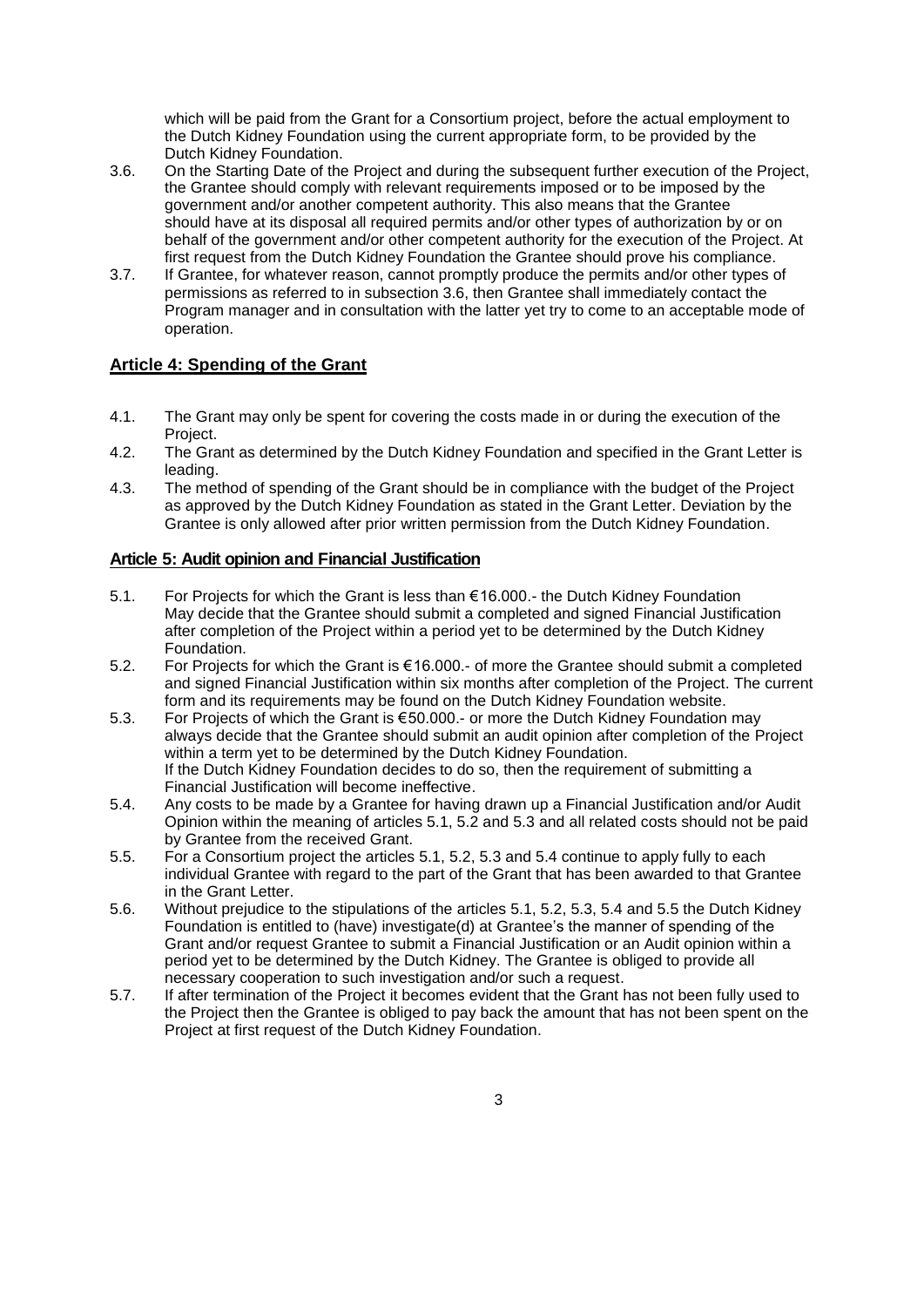which will be paid from the Grant for a Consortium project, before the actual employment to the Dutch Kidney Foundation using the current appropriate form, to be provided by the Dutch Kidney Foundation.

3.6. On the Starting Date of the Project and during the subsequent further execution of the Project, the Grantee should comply with relevant requirements imposed or to be imposed by the government and/or another competent authority. This also means that the Grantee should have at its disposal all required permits and/or other types of authorization by or on behalf of the government and/or other competent authority for the execution of the Project. At first request from the Dutch Kidney Foundation the Grantee should prove his compliance.

3.7. If Grantee, for whatever reason, cannot promptly produce the permits and/or other types of permissions as referred to in subsection 3.6, then Grantee shall immediately contact the Program manager and in consultation with the latter yet try to come to an acceptable mode of operation.

## Article 4: Spending of the Grant

4.1. The Grant may only be spent for covering the costs made in or during the execution of the Project.

4.2. The Grant as determined by the Dutch Kidney Foundation and specified in the Grant Letter is leading.

4.3. The method of spending of the Grant should be in compliance with the budget of the Project as approved by the Dutch Kidney Foundation as stated in the Grant Letter. Deviation by the Grantee is only allowed after prior written permission from the Dutch Kidney Foundation.

## Article 5: Audit opinion and Financial Justification

5.1. For Projects for which the Grant is less than €16.000.- the Dutch Kidney Foundation May decide that the Grantee should submit a completed and signed Financial Justification after completion of the Project within a period yet to be determined by the Dutch Kidney Foundation.

5.2. For Projects for which the Grant is €16.000.- of more the Grantee should submit a completed and signed Financial Justification within six months after completion of the Project. The current form and its requirements may be found on the Dutch Kidney Foundation website.

5.3. For Projects of which the Grant is €50.000.- or more the Dutch Kidney Foundation may always decide that the Grantee should submit an audit opinion after completion of the Project within a term yet to be determined by the Dutch Kidney Foundation.
If the Dutch Kidney Foundation decides to do so, then the requirement of submitting a Financial Justification will become ineffective.

5.4. Any costs to be made by a Grantee for having drawn up a Financial Justification and/or Audit Opinion within the meaning of articles 5.1, 5.2 and 5.3 and all related costs should not be paid by Grantee from the received Grant.

5.5. For a Consortium project the articles 5.1, 5.2, 5.3 and 5.4 continue to apply fully to each individual Grantee with regard to the part of the Grant that has been awarded to that Grantee in the Grant Letter.

5.6. Without prejudice to the stipulations of the articles 5.1, 5.2, 5.3, 5.4 and 5.5 the Dutch Kidney Foundation is entitled to (have) investigate(d) at Grantee's the manner of spending of the Grant and/or request Grantee to submit a Financial Justification or an Audit opinion within a period yet to be determined by the Dutch Kidney. The Grantee is obliged to provide all necessary cooperation to such investigation and/or such a request.

5.7. If after termination of the Project it becomes evident that the Grant has not been fully used to the Project then the Grantee is obliged to pay back the amount that has not been spent on the Project at first request of the Dutch Kidney Foundation.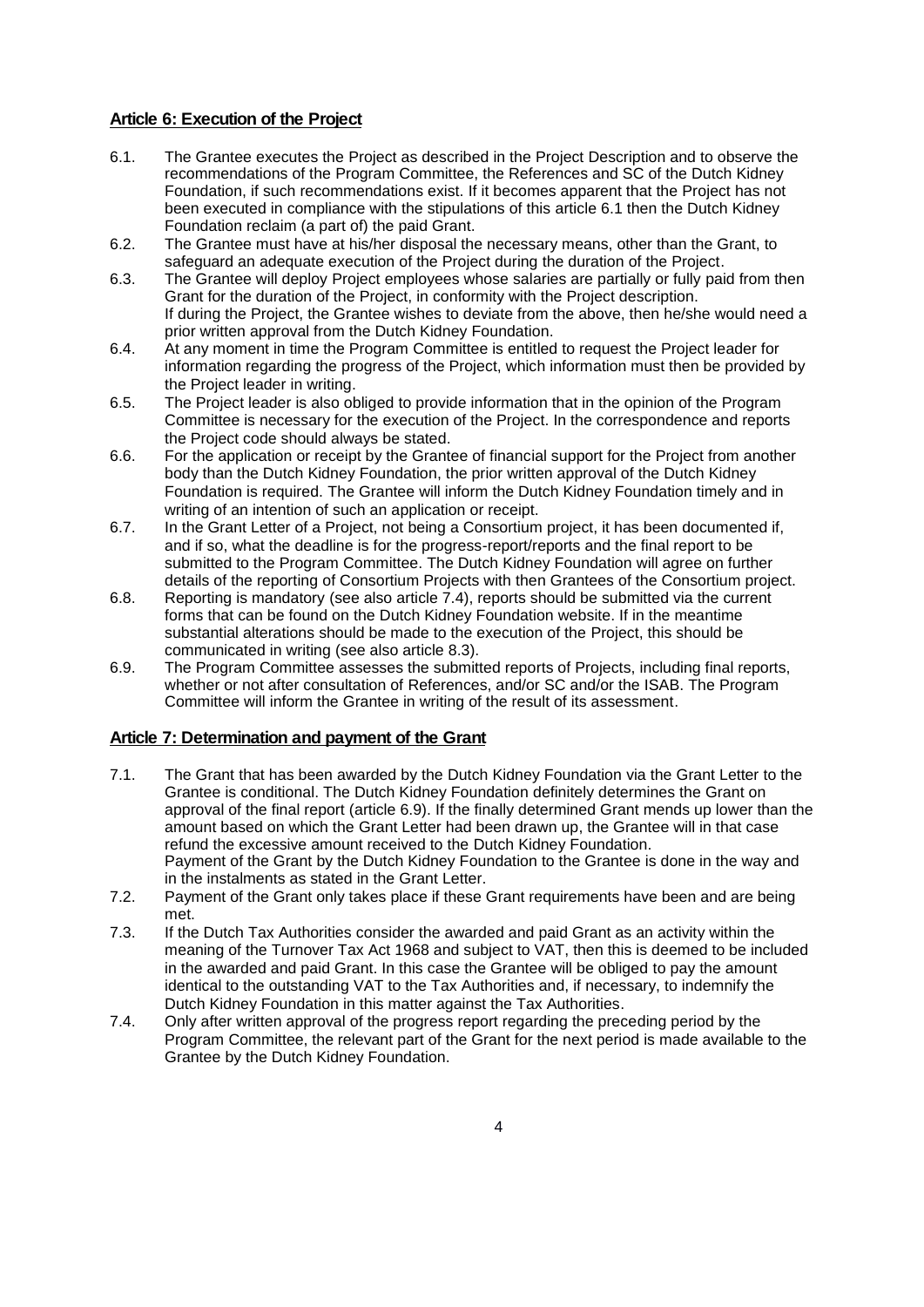## Article 6: Execution of the Project

6.1. The Grantee executes the Project as described in the Project Description and to observe the recommendations of the Program Committee, the References and SC of the Dutch Kidney Foundation, if such recommendations exist. If it becomes apparent that the Project has not been executed in compliance with the stipulations of this article 6.1 then the Dutch Kidney Foundation reclaim (a part of) the paid Grant.

6.2. The Grantee must have at his/her disposal the necessary means, other than the Grant, to safeguard an adequate execution of the Project during the duration of the Project.

6.3. The Grantee will deploy Project employees whose salaries are partially or fully paid from then Grant for the duration of the Project, in conformity with the Project description.
If during the Project, the Grantee wishes to deviate from the above, then he/she would need a prior written approval from the Dutch Kidney Foundation.

6.4. At any moment in time the Program Committee is entitled to request the Project leader for information regarding the progress of the Project, which information must then be provided by the Project leader in writing.

6.5. The Project leader is also obliged to provide information that in the opinion of the Program Committee is necessary for the execution of the Project. In the correspondence and reports the Project code should always be stated.

6.6. For the application or receipt by the Grantee of financial support for the Project from another body than the Dutch Kidney Foundation, the prior written approval of the Dutch Kidney Foundation is required. The Grantee will inform the Dutch Kidney Foundation timely and in writing of an intention of such an application or receipt.

6.7. In the Grant Letter of a Project, not being a Consortium project, it has been documented if, and if so, what the deadline is for the progress-report/reports and the final report to be submitted to the Program Committee. The Dutch Kidney Foundation will agree on further details of the reporting of Consortium Projects with then Grantees of the Consortium project.

6.8. Reporting is mandatory (see also article 7.4), reports should be submitted via the current forms that can be found on the Dutch Kidney Foundation website. If in the meantime substantial alterations should be made to the execution of the Project, this should be communicated in writing (see also article 8.3).

6.9. The Program Committee assesses the submitted reports of Projects, including final reports, whether or not after consultation of References, and/or SC and/or the ISAB. The Program Committee will inform the Grantee in writing of the result of its assessment.

## Article 7: Determination and payment of the Grant

7.1. The Grant that has been awarded by the Dutch Kidney Foundation via the Grant Letter to the Grantee is conditional. The Dutch Kidney Foundation definitely determines the Grant on approval of the final report (article 6.9). If the finally determined Grant mends up lower than the amount based on which the Grant Letter had been drawn up, the Grantee will in that case refund the excessive amount received to the Dutch Kidney Foundation.
Payment of the Grant by the Dutch Kidney Foundation to the Grantee is done in the way and in the instalments as stated in the Grant Letter.

7.2. Payment of the Grant only takes place if these Grant requirements have been and are being met.

7.3. If the Dutch Tax Authorities consider the awarded and paid Grant as an activity within the meaning of the Turnover Tax Act 1968 and subject to VAT, then this is deemed to be included in the awarded and paid Grant. In this case the Grantee will be obliged to pay the amount identical to the outstanding VAT to the Tax Authorities and, if necessary, to indemnify the Dutch Kidney Foundation in this matter against the Tax Authorities.

7.4. Only after written approval of the progress report regarding the preceding period by the Program Committee, the relevant part of the Grant for the next period is made available to the Grantee by the Dutch Kidney Foundation.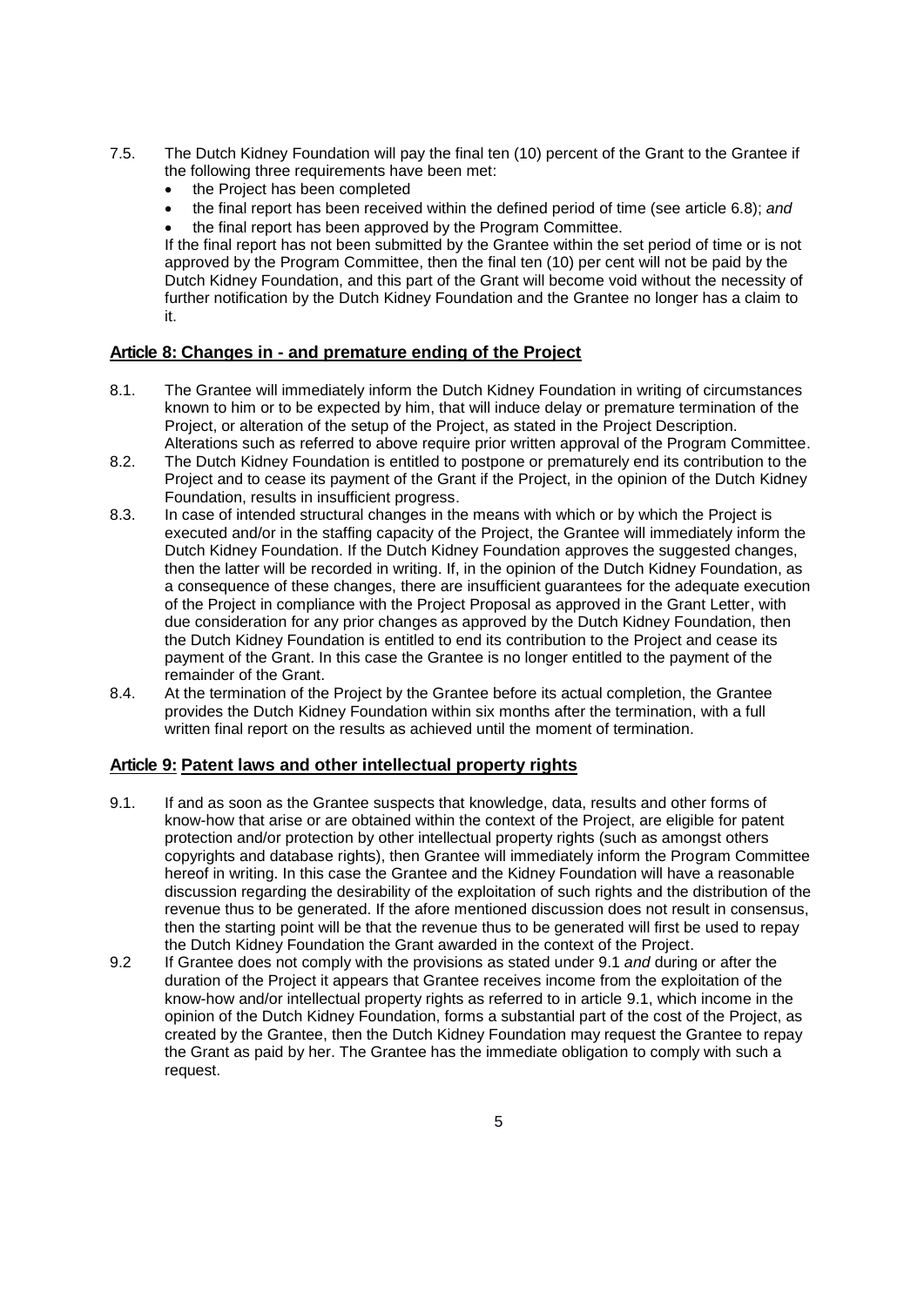7.5. The Dutch Kidney Foundation will pay the final ten (10) percent of the Grant to the Grantee if the following three requirements have been met:

- the Project has been completed
- the final report has been received within the defined period of time (see article 6.8); *and*
- the final report has been approved by the Program Committee.

If the final report has not been submitted by the Grantee within the set period of time or is not approved by the Program Committee, then the final ten (10) per cent will not be paid by the Dutch Kidney Foundation, and this part of the Grant will become void without the necessity of further notification by the Dutch Kidney Foundation and the Grantee no longer has a claim to it.

## **Article 8: Changes in - and premature ending of the Project**

8.1. The Grantee will immediately inform the Dutch Kidney Foundation in writing of circumstances known to him or to be expected by him, that will induce delay or premature termination of the Project, or alteration of the setup of the Project, as stated in the Project Description. Alterations such as referred to above require prior written approval of the Program Committee.

8.2. The Dutch Kidney Foundation is entitled to postpone or prematurely end its contribution to the Project and to cease its payment of the Grant if the Project, in the opinion of the Dutch Kidney Foundation, results in insufficient progress.

8.3. In case of intended structural changes in the means with which or by which the Project is executed and/or in the staffing capacity of the Project, the Grantee will immediately inform the Dutch Kidney Foundation. If the Dutch Kidney Foundation approves the suggested changes, then the latter will be recorded in writing. If, in the opinion of the Dutch Kidney Foundation, as a consequence of these changes, there are insufficient guarantees for the adequate execution of the Project in compliance with the Project Proposal as approved in the Grant Letter, with due consideration for any prior changes as approved by the Dutch Kidney Foundation, then the Dutch Kidney Foundation is entitled to end its contribution to the Project and cease its payment of the Grant. In this case the Grantee is no longer entitled to the payment of the remainder of the Grant.

8.4. At the termination of the Project by the Grantee before its actual completion, the Grantee provides the Dutch Kidney Foundation within six months after the termination, with a full written final report on the results as achieved until the moment of termination.

## **Article 9: Patent laws and other intellectual property rights**

9.1. If and as soon as the Grantee suspects that knowledge, data, results and other forms of know-how that arise or are obtained within the context of the Project, are eligible for patent protection and/or protection by other intellectual property rights (such as amongst others copyrights and database rights), then Grantee will immediately inform the Program Committee hereof in writing. In this case the Grantee and the Kidney Foundation will have a reasonable discussion regarding the desirability of the exploitation of such rights and the distribution of the revenue thus to be generated. If the afore mentioned discussion does not result in consensus, then the starting point will be that the revenue thus to be generated will first be used to repay the Dutch Kidney Foundation the Grant awarded in the context of the Project.

9.2 If Grantee does not comply with the provisions as stated under 9.1 *and* during or after the duration of the Project it appears that Grantee receives income from the exploitation of the know-how and/or intellectual property rights as referred to in article 9.1, which income in the opinion of the Dutch Kidney Foundation, forms a substantial part of the cost of the Project, as created by the Grantee, then the Dutch Kidney Foundation may request the Grantee to repay the Grant as paid by her. The Grantee has the immediate obligation to comply with such a request.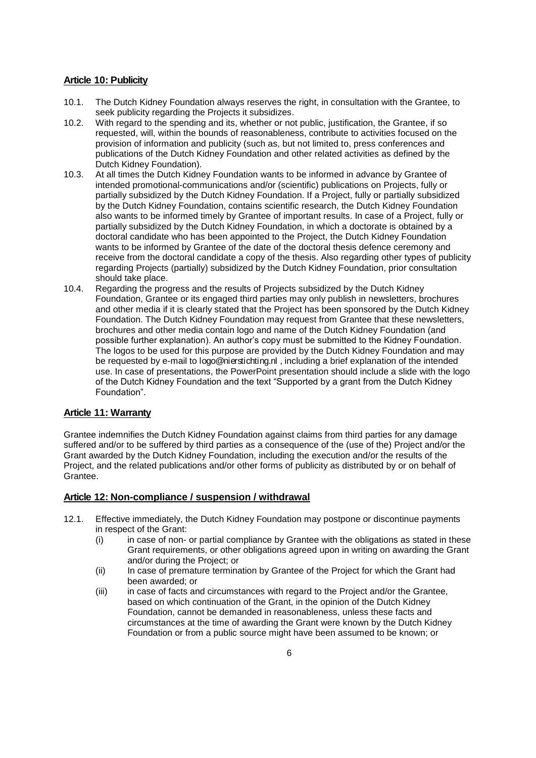## Article 10: Publicity

10.1. The Dutch Kidney Foundation always reserves the right, in consultation with the Grantee, to seek publicity regarding the Projects it subsidizes.

10.2. With regard to the spending and its, whether or not public, justification, the Grantee, if so requested, will, within the bounds of reasonableness, contribute to activities focused on the provision of information and publicity (such as, but not limited to, press conferences and publications of the Dutch Kidney Foundation and other related activities as defined by the Dutch Kidney Foundation).

10.3. At all times the Dutch Kidney Foundation wants to be informed in advance by Grantee of intended promotional-communications and/or (scientific) publications on Projects, fully or partially subsidized by the Dutch Kidney Foundation. If a Project, fully or partially subsidized by the Dutch Kidney Foundation, contains scientific research, the Dutch Kidney Foundation also wants to be informed timely by Grantee of important results. In case of a Project, fully or partially subsidized by the Dutch Kidney Foundation, in which a doctorate is obtained by a doctoral candidate who has been appointed to the Project, the Dutch Kidney Foundation wants to be informed by Grantee of the date of the doctoral thesis defence ceremony and receive from the doctoral candidate a copy of the thesis. Also regarding other types of publicity regarding Projects (partially) subsidized by the Dutch Kidney Foundation, prior consultation should take place.

10.4. Regarding the progress and the results of Projects subsidized by the Dutch Kidney Foundation, Grantee or its engaged third parties may only publish in newsletters, brochures and other media if it is clearly stated that the Project has been sponsored by the Dutch Kidney Foundation. The Dutch Kidney Foundation may request from Grantee that these newsletters, brochures and other media contain logo and name of the Dutch Kidney Foundation (and possible further explanation). An author's copy must be submitted to the Kidney Foundation. The logos to be used for this purpose are provided by the Dutch Kidney Foundation and may be requested by e-mail to logo@nierstichting.nl , including a brief explanation of the intended use. In case of presentations, the PowerPoint presentation should include a slide with the logo of the Dutch Kidney Foundation and the text "Supported by a grant from the Dutch Kidney Foundation".

## Article 11: Warranty

Grantee indemnifies the Dutch Kidney Foundation against claims from third parties for any damage suffered and/or to be suffered by third parties as a consequence of the (use of the) Project and/or the Grant awarded by the Dutch Kidney Foundation, including the execution and/or the results of the Project, and the related publications and/or other forms of publicity as distributed by or on behalf of Grantee.

## Article 12: Non-compliance / suspension / withdrawal

12.1. Effective immediately, the Dutch Kidney Foundation may postpone or discontinue payments in respect of the Grant:

- (i) in case of non- or partial compliance by Grantee with the obligations as stated in these Grant requirements, or other obligations agreed upon in writing on awarding the Grant and/or during the Project; or
- (ii) In case of premature termination by Grantee of the Project for which the Grant had been awarded; or
- (iii) in case of facts and circumstances with regard to the Project and/or the Grantee, based on which continuation of the Grant, in the opinion of the Dutch Kidney Foundation, cannot be demanded in reasonableness, unless these facts and circumstances at the time of awarding the Grant were known by the Dutch Kidney Foundation or from a public source might have been assumed to be known; or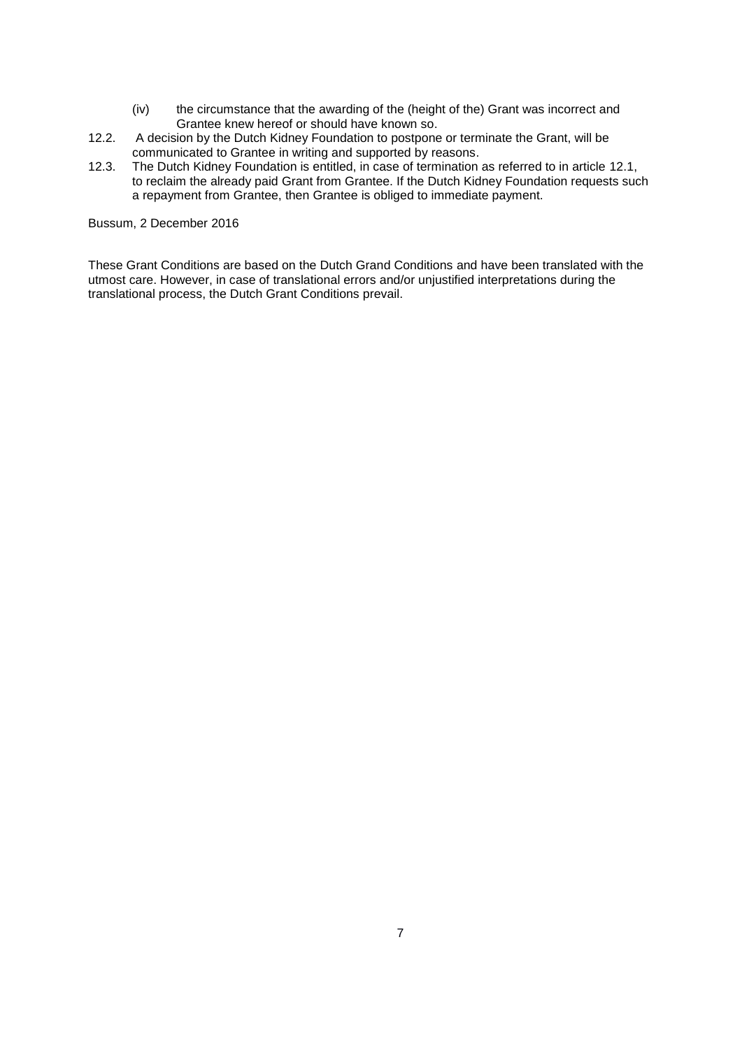(iv) the circumstance that the awarding of the (height of the) Grant was incorrect and Grantee knew hereof or should have known so.

12.2. A decision by the Dutch Kidney Foundation to postpone or terminate the Grant, will be communicated to Grantee in writing and supported by reasons.

12.3. The Dutch Kidney Foundation is entitled, in case of termination as referred to in article 12.1, to reclaim the already paid Grant from Grantee. If the Dutch Kidney Foundation requests such a repayment from Grantee, then Grantee is obliged to immediate payment.

Bussum, 2 December 2016

These Grant Conditions are based on the Dutch Grand Conditions and have been translated with the utmost care. However, in case of translational errors and/or unjustified interpretations during the translational process, the Dutch Grant Conditions prevail.